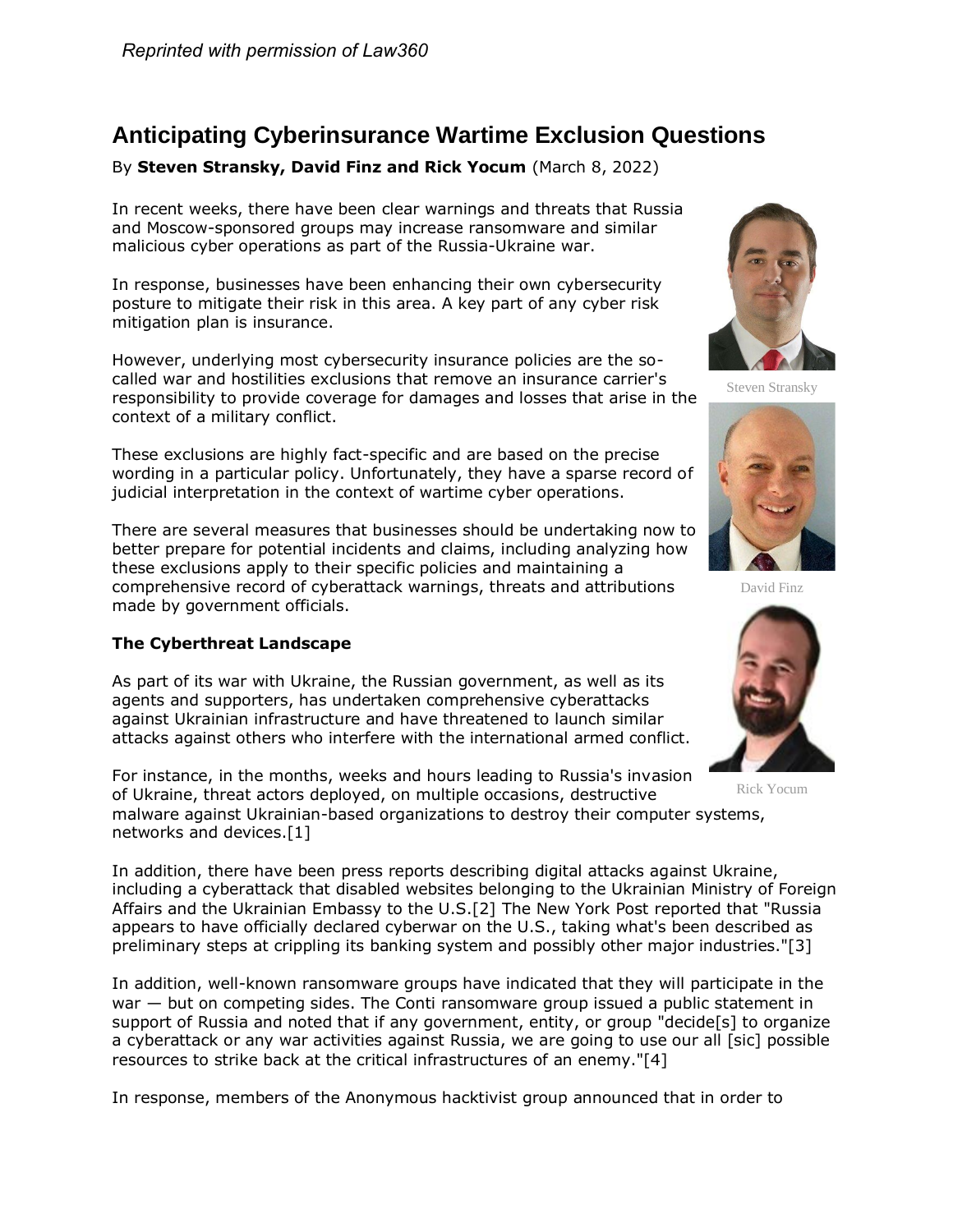*Reprinted with permission of Law360*

# Anticipating Cyberinsurance Wartime Exclusion Questions

By **Steven Stransky, David Finz and Rick Yocum** (March 8, 2022)

In recent weeks, there have been clear warnings and threats that Russia and Moscow-sponsored groups may increase ransomware and similar malicious cyber operations as part of the Russia-Ukraine war.

In response, businesses have been enhancing their own cybersecurity posture to mitigate their risk in this area. A key part of any cyber risk mitigation plan is insurance.

However, underlying most cybersecurity insurance policies are the so-called war and hostilities exclusions that remove an insurance carrier's responsibility to provide coverage for damages and losses that arise in the context of a military conflict.

These exclusions are highly fact-specific and are based on the precise wording in a particular policy. Unfortunately, they have a sparse record of judicial interpretation in the context of wartime cyber operations.

There are several measures that businesses should be undertaking now to better prepare for potential incidents and claims, including analyzing how these exclusions apply to their specific policies and maintaining a comprehensive record of cyberattack warnings, threats and attributions made by government officials.

Steven Stransky

David Finz

Rick Yocum

**The Cyberthreat Landscape**

As part of its war with Ukraine, the Russian government, as well as its agents and supporters, has undertaken comprehensive cyberattacks against Ukrainian infrastructure and have threatened to launch similar attacks against others who interfere with the international armed conflict.

For instance, in the months, weeks and hours leading to Russia's invasion of Ukraine, threat actors deployed, on multiple occasions, destructive malware against Ukrainian-based organizations to destroy their computer systems, networks and devices.[1]

In addition, there have been press reports describing digital attacks against Ukraine, including a cyberattack that disabled websites belonging to the Ukrainian Ministry of Foreign Affairs and the Ukrainian Embassy to the U.S.[2] The New York Post reported that "Russia appears to have officially declared cyberwar on the U.S., taking what's been described as preliminary steps at crippling its banking system and possibly other major industries."[3]

In addition, well-known ransomware groups have indicated that they will participate in the war — but on competing sides. The Conti ransomware group issued a public statement in support of Russia and noted that if any government, entity, or group "decide[s] to organize a cyberattack or any war activities against Russia, we are going to use our all [sic] possible resources to strike back at the critical infrastructures of an enemy."[4]

In response, members of the Anonymous hacktivist group announced that in order to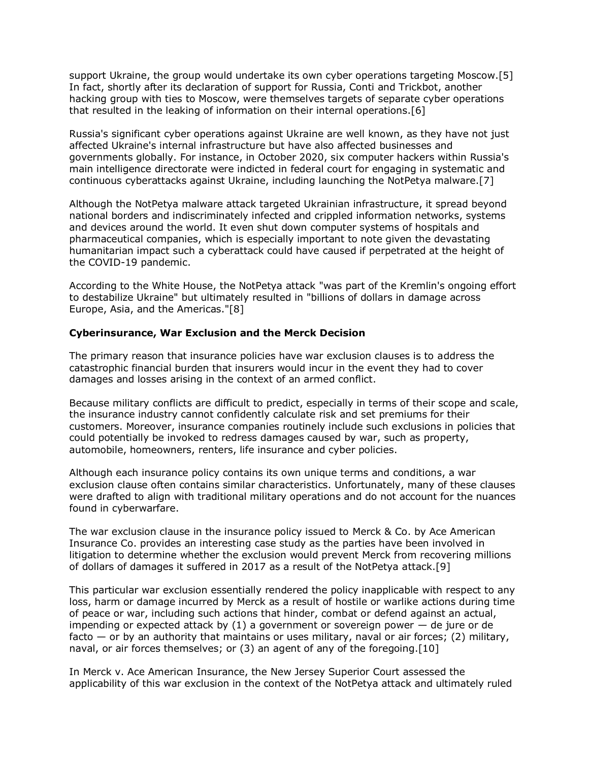support Ukraine, the group would undertake its own cyber operations targeting Moscow.[5] In fact, shortly after its declaration of support for Russia, Conti and Trickbot, another hacking group with ties to Moscow, were themselves targets of separate cyber operations that resulted in the leaking of information on their internal operations.[6]

Russia's significant cyber operations against Ukraine are well known, as they have not just affected Ukraine's internal infrastructure but have also affected businesses and governments globally. For instance, in October 2020, six computer hackers within Russia's main intelligence directorate were indicted in federal court for engaging in systematic and continuous cyberattacks against Ukraine, including launching the NotPetya malware.[7]

Although the NotPetya malware attack targeted Ukrainian infrastructure, it spread beyond national borders and indiscriminately infected and crippled information networks, systems and devices around the world. It even shut down computer systems of hospitals and pharmaceutical companies, which is especially important to note given the devastating humanitarian impact such a cyberattack could have caused if perpetrated at the height of the COVID-19 pandemic.

According to the White House, the NotPetya attack "was part of the Kremlin's ongoing effort to destabilize Ukraine" but ultimately resulted in "billions of dollars in damage across Europe, Asia, and the Americas."[8]

**Cyberinsurance, War Exclusion and the Merck Decision**

The primary reason that insurance policies have war exclusion clauses is to address the catastrophic financial burden that insurers would incur in the event they had to cover damages and losses arising in the context of an armed conflict.

Because military conflicts are difficult to predict, especially in terms of their scope and scale, the insurance industry cannot confidently calculate risk and set premiums for their customers. Moreover, insurance companies routinely include such exclusions in policies that could potentially be invoked to redress damages caused by war, such as property, automobile, homeowners, renters, life insurance and cyber policies.

Although each insurance policy contains its own unique terms and conditions, a war exclusion clause often contains similar characteristics. Unfortunately, many of these clauses were drafted to align with traditional military operations and do not account for the nuances found in cyberwarfare.

The war exclusion clause in the insurance policy issued to Merck & Co. by Ace American Insurance Co. provides an interesting case study as the parties have been involved in litigation to determine whether the exclusion would prevent Merck from recovering millions of dollars of damages it suffered in 2017 as a result of the NotPetya attack.[9]

This particular war exclusion essentially rendered the policy inapplicable with respect to any loss, harm or damage incurred by Merck as a result of hostile or warlike actions during time of peace or war, including such actions that hinder, combat or defend against an actual, impending or expected attack by (1) a government or sovereign power — de jure or de facto — or by an authority that maintains or uses military, naval or air forces; (2) military, naval, or air forces themselves; or (3) an agent of any of the foregoing.[10]

In Merck v. Ace American Insurance, the New Jersey Superior Court assessed the applicability of this war exclusion in the context of the NotPetya attack and ultimately ruled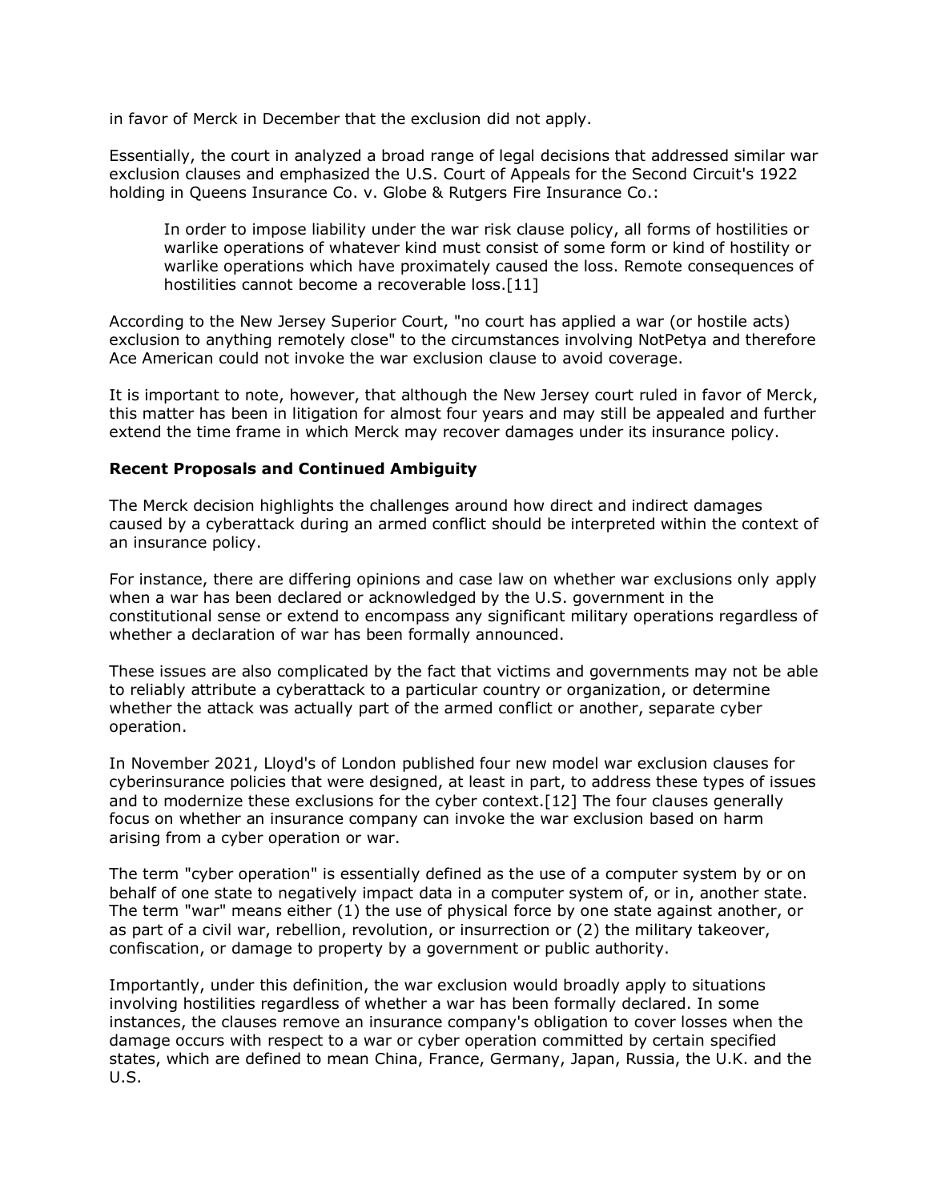in favor of Merck in December that the exclusion did not apply.

Essentially, the court in analyzed a broad range of legal decisions that addressed similar war exclusion clauses and emphasized the U.S. Court of Appeals for the Second Circuit's 1922 holding in Queens Insurance Co. v. Globe & Rutgers Fire Insurance Co.:

> In order to impose liability under the war risk clause policy, all forms of hostilities or warlike operations of whatever kind must consist of some form or kind of hostility or warlike operations which have proximately caused the loss. Remote consequences of hostilities cannot become a recoverable loss.[11]

According to the New Jersey Superior Court, "no court has applied a war (or hostile acts) exclusion to anything remotely close" to the circumstances involving NotPetya and therefore Ace American could not invoke the war exclusion clause to avoid coverage.

It is important to note, however, that although the New Jersey court ruled in favor of Merck, this matter has been in litigation for almost four years and may still be appealed and further extend the time frame in which Merck may recover damages under its insurance policy.

**Recent Proposals and Continued Ambiguity**

The Merck decision highlights the challenges around how direct and indirect damages caused by a cyberattack during an armed conflict should be interpreted within the context of an insurance policy.

For instance, there are differing opinions and case law on whether war exclusions only apply when a war has been declared or acknowledged by the U.S. government in the constitutional sense or extend to encompass any significant military operations regardless of whether a declaration of war has been formally announced.

These issues are also complicated by the fact that victims and governments may not be able to reliably attribute a cyberattack to a particular country or organization, or determine whether the attack was actually part of the armed conflict or another, separate cyber operation.

In November 2021, Lloyd's of London published four new model war exclusion clauses for cyberinsurance policies that were designed, at least in part, to address these types of issues and to modernize these exclusions for the cyber context.[12] The four clauses generally focus on whether an insurance company can invoke the war exclusion based on harm arising from a cyber operation or war.

The term "cyber operation" is essentially defined as the use of a computer system by or on behalf of one state to negatively impact data in a computer system of, or in, another state. The term "war" means either (1) the use of physical force by one state against another, or as part of a civil war, rebellion, revolution, or insurrection or (2) the military takeover, confiscation, or damage to property by a government or public authority.

Importantly, under this definition, the war exclusion would broadly apply to situations involving hostilities regardless of whether a war has been formally declared. In some instances, the clauses remove an insurance company's obligation to cover losses when the damage occurs with respect to a war or cyber operation committed by certain specified states, which are defined to mean China, France, Germany, Japan, Russia, the U.K. and the U.S.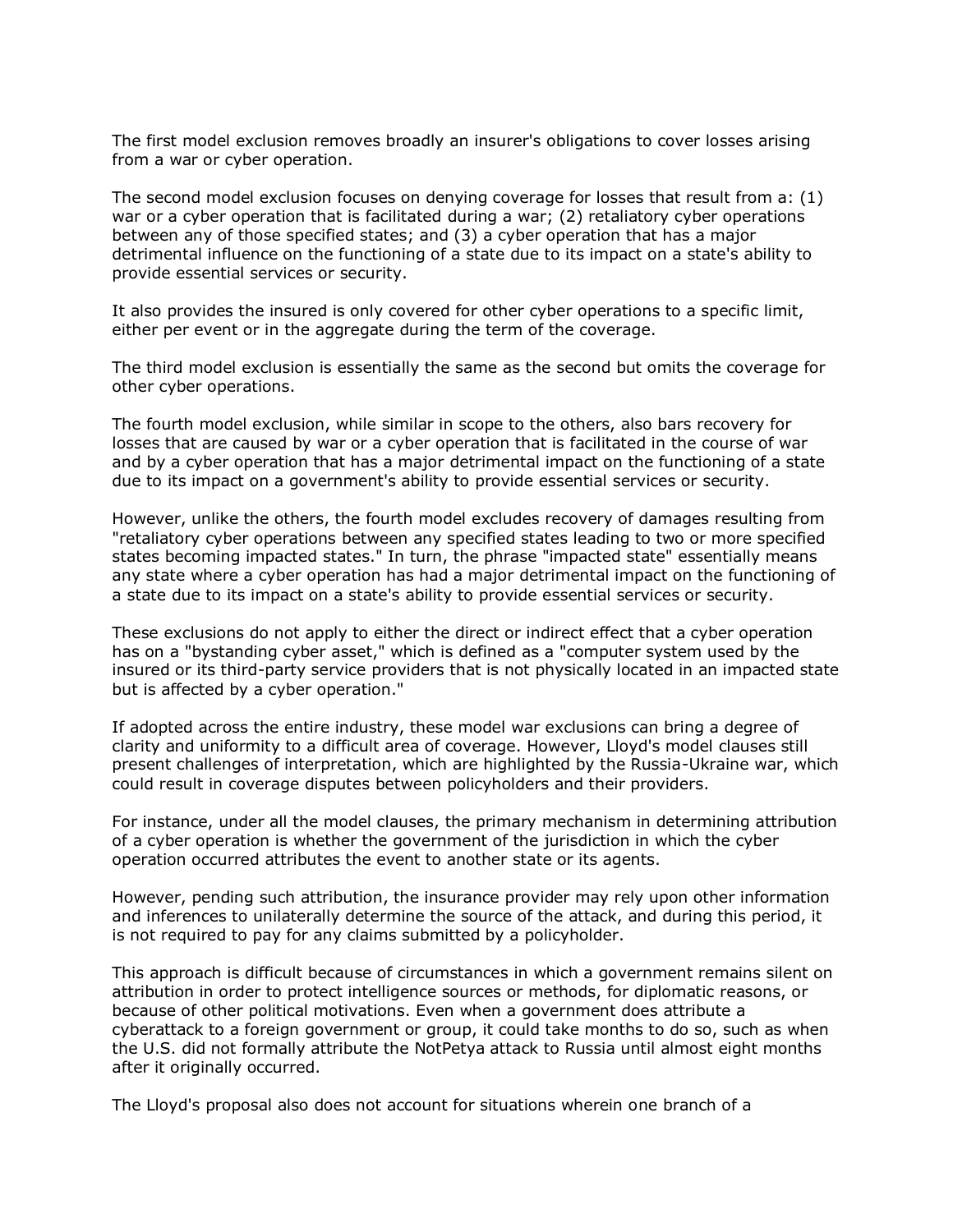The first model exclusion removes broadly an insurer's obligations to cover losses arising from a war or cyber operation.

The second model exclusion focuses on denying coverage for losses that result from a: (1) war or a cyber operation that is facilitated during a war; (2) retaliatory cyber operations between any of those specified states; and (3) a cyber operation that has a major detrimental influence on the functioning of a state due to its impact on a state's ability to provide essential services or security.

It also provides the insured is only covered for other cyber operations to a specific limit, either per event or in the aggregate during the term of the coverage.

The third model exclusion is essentially the same as the second but omits the coverage for other cyber operations.

The fourth model exclusion, while similar in scope to the others, also bars recovery for losses that are caused by war or a cyber operation that is facilitated in the course of war and by a cyber operation that has a major detrimental impact on the functioning of a state due to its impact on a government's ability to provide essential services or security.

However, unlike the others, the fourth model excludes recovery of damages resulting from "retaliatory cyber operations between any specified states leading to two or more specified states becoming impacted states." In turn, the phrase "impacted state" essentially means any state where a cyber operation has had a major detrimental impact on the functioning of a state due to its impact on a state's ability to provide essential services or security.

These exclusions do not apply to either the direct or indirect effect that a cyber operation has on a "bystanding cyber asset," which is defined as a "computer system used by the insured or its third-party service providers that is not physically located in an impacted state but is affected by a cyber operation."

If adopted across the entire industry, these model war exclusions can bring a degree of clarity and uniformity to a difficult area of coverage. However, Lloyd's model clauses still present challenges of interpretation, which are highlighted by the Russia-Ukraine war, which could result in coverage disputes between policyholders and their providers.

For instance, under all the model clauses, the primary mechanism in determining attribution of a cyber operation is whether the government of the jurisdiction in which the cyber operation occurred attributes the event to another state or its agents.

However, pending such attribution, the insurance provider may rely upon other information and inferences to unilaterally determine the source of the attack, and during this period, it is not required to pay for any claims submitted by a policyholder.

This approach is difficult because of circumstances in which a government remains silent on attribution in order to protect intelligence sources or methods, for diplomatic reasons, or because of other political motivations. Even when a government does attribute a cyberattack to a foreign government or group, it could take months to do so, such as when the U.S. did not formally attribute the NotPetya attack to Russia until almost eight months after it originally occurred.

The Lloyd's proposal also does not account for situations wherein one branch of a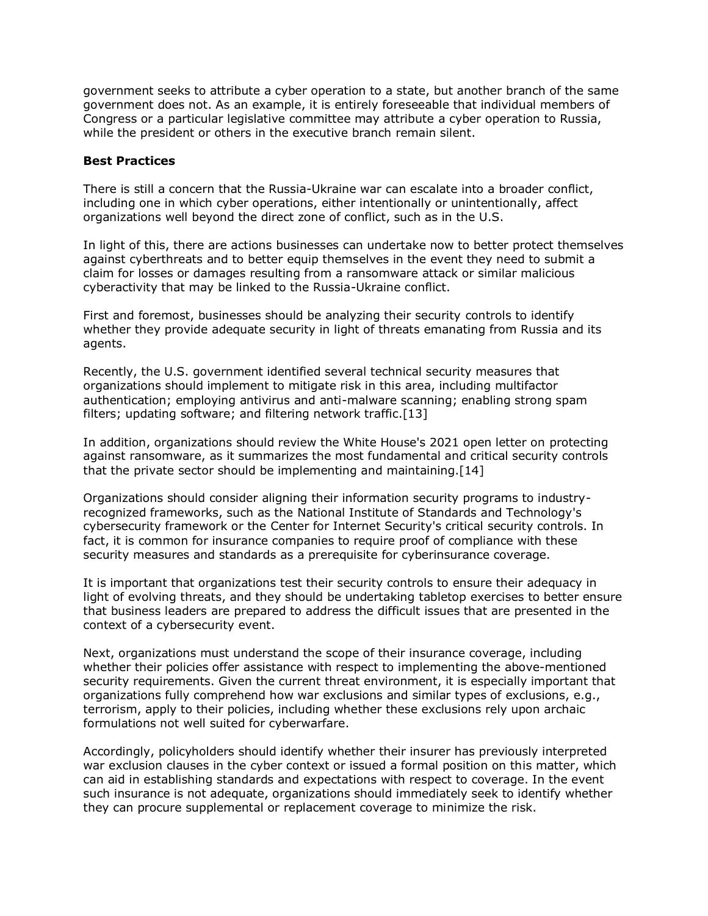government seeks to attribute a cyber operation to a state, but another branch of the same government does not. As an example, it is entirely foreseeable that individual members of Congress or a particular legislative committee may attribute a cyber operation to Russia, while the president or others in the executive branch remain silent.

**Best Practices**

There is still a concern that the Russia-Ukraine war can escalate into a broader conflict, including one in which cyber operations, either intentionally or unintentionally, affect organizations well beyond the direct zone of conflict, such as in the U.S.

In light of this, there are actions businesses can undertake now to better protect themselves against cyberthreats and to better equip themselves in the event they need to submit a claim for losses or damages resulting from a ransomware attack or similar malicious cyberactivity that may be linked to the Russia-Ukraine conflict.

First and foremost, businesses should be analyzing their security controls to identify whether they provide adequate security in light of threats emanating from Russia and its agents.

Recently, the U.S. government identified several technical security measures that organizations should implement to mitigate risk in this area, including multifactor authentication; employing antivirus and anti-malware scanning; enabling strong spam filters; updating software; and filtering network traffic.[13]

In addition, organizations should review the White House's 2021 open letter on protecting against ransomware, as it summarizes the most fundamental and critical security controls that the private sector should be implementing and maintaining.[14]

Organizations should consider aligning their information security programs to industry-recognized frameworks, such as the National Institute of Standards and Technology's cybersecurity framework or the Center for Internet Security's critical security controls. In fact, it is common for insurance companies to require proof of compliance with these security measures and standards as a prerequisite for cyberinsurance coverage.

It is important that organizations test their security controls to ensure their adequacy in light of evolving threats, and they should be undertaking tabletop exercises to better ensure that business leaders are prepared to address the difficult issues that are presented in the context of a cybersecurity event.

Next, organizations must understand the scope of their insurance coverage, including whether their policies offer assistance with respect to implementing the above-mentioned security requirements. Given the current threat environment, it is especially important that organizations fully comprehend how war exclusions and similar types of exclusions, e.g., terrorism, apply to their policies, including whether these exclusions rely upon archaic formulations not well suited for cyberwarfare.

Accordingly, policyholders should identify whether their insurer has previously interpreted war exclusion clauses in the cyber context or issued a formal position on this matter, which can aid in establishing standards and expectations with respect to coverage. In the event such insurance is not adequate, organizations should immediately seek to identify whether they can procure supplemental or replacement coverage to minimize the risk.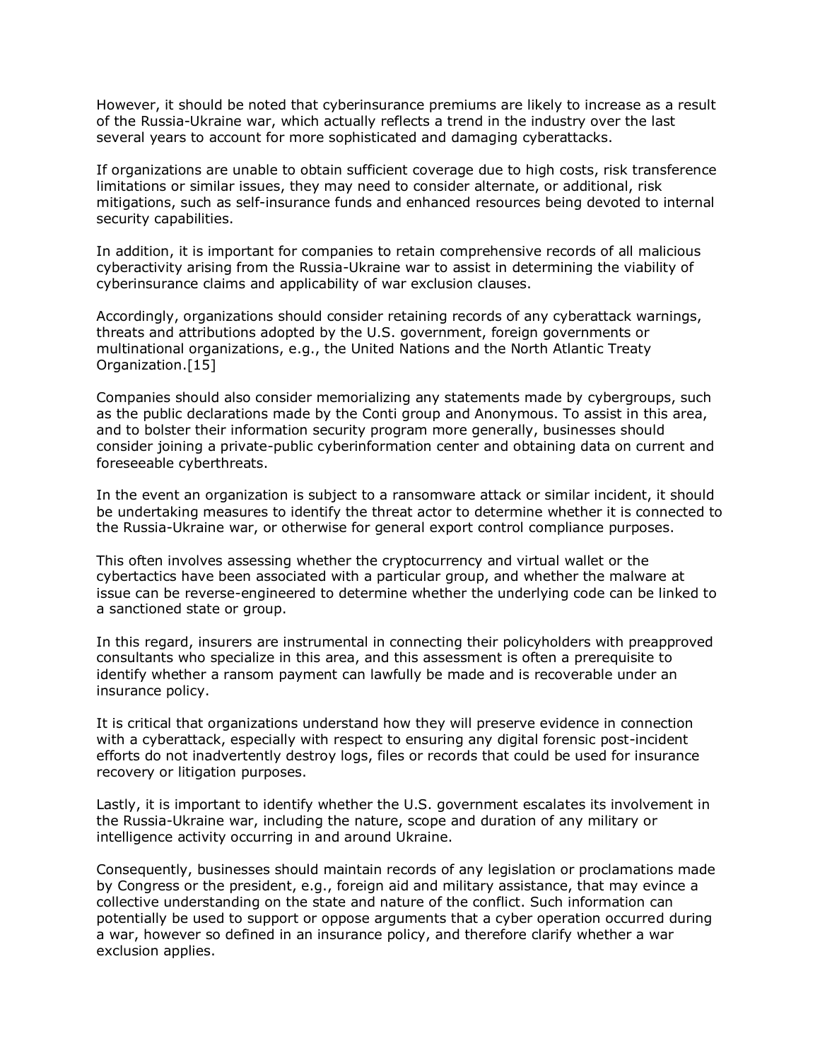However, it should be noted that cyberinsurance premiums are likely to increase as a result of the Russia-Ukraine war, which actually reflects a trend in the industry over the last several years to account for more sophisticated and damaging cyberattacks.

If organizations are unable to obtain sufficient coverage due to high costs, risk transference limitations or similar issues, they may need to consider alternate, or additional, risk mitigations, such as self-insurance funds and enhanced resources being devoted to internal security capabilities.

In addition, it is important for companies to retain comprehensive records of all malicious cyberactivity arising from the Russia-Ukraine war to assist in determining the viability of cyberinsurance claims and applicability of war exclusion clauses.

Accordingly, organizations should consider retaining records of any cyberattack warnings, threats and attributions adopted by the U.S. government, foreign governments or multinational organizations, e.g., the United Nations and the North Atlantic Treaty Organization.[15]

Companies should also consider memorializing any statements made by cybergroups, such as the public declarations made by the Conti group and Anonymous. To assist in this area, and to bolster their information security program more generally, businesses should consider joining a private-public cyberinformation center and obtaining data on current and foreseeable cyberthreats.

In the event an organization is subject to a ransomware attack or similar incident, it should be undertaking measures to identify the threat actor to determine whether it is connected to the Russia-Ukraine war, or otherwise for general export control compliance purposes.

This often involves assessing whether the cryptocurrency and virtual wallet or the cybertactics have been associated with a particular group, and whether the malware at issue can be reverse-engineered to determine whether the underlying code can be linked to a sanctioned state or group.

In this regard, insurers are instrumental in connecting their policyholders with preapproved consultants who specialize in this area, and this assessment is often a prerequisite to identify whether a ransom payment can lawfully be made and is recoverable under an insurance policy.

It is critical that organizations understand how they will preserve evidence in connection with a cyberattack, especially with respect to ensuring any digital forensic post-incident efforts do not inadvertently destroy logs, files or records that could be used for insurance recovery or litigation purposes.

Lastly, it is important to identify whether the U.S. government escalates its involvement in the Russia-Ukraine war, including the nature, scope and duration of any military or intelligence activity occurring in and around Ukraine.

Consequently, businesses should maintain records of any legislation or proclamations made by Congress or the president, e.g., foreign aid and military assistance, that may evince a collective understanding on the state and nature of the conflict. Such information can potentially be used to support or oppose arguments that a cyber operation occurred during a war, however so defined in an insurance policy, and therefore clarify whether a war exclusion applies.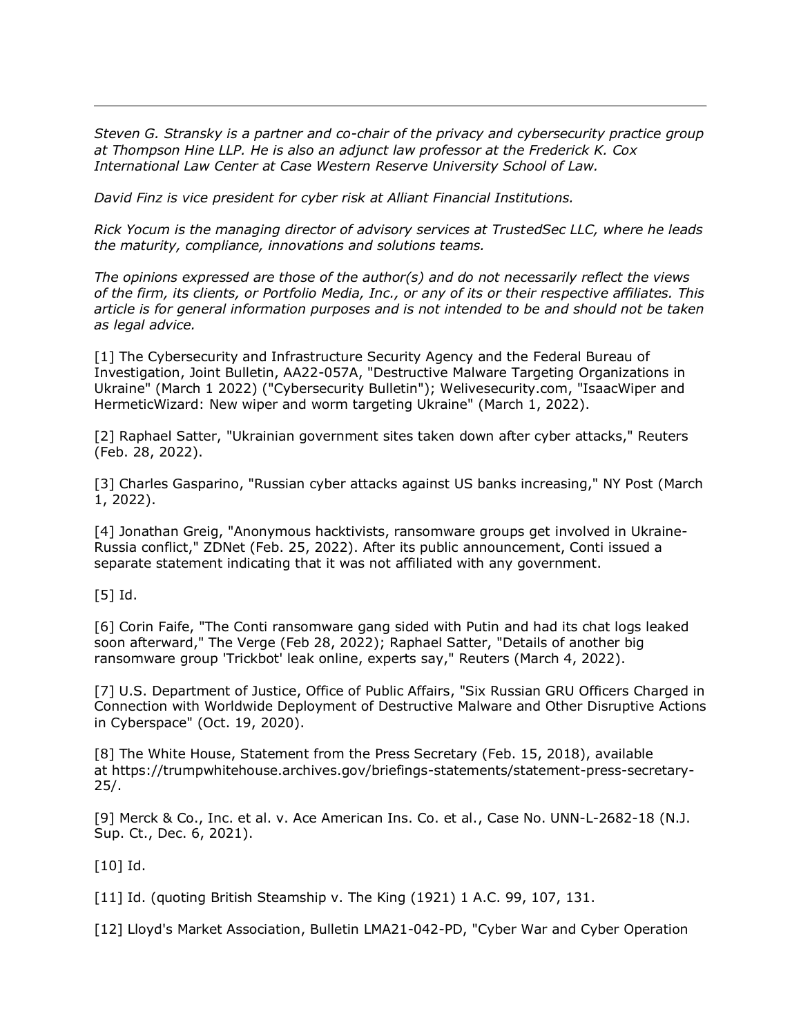---

*Steven G. Stransky is a partner and co-chair of the privacy and cybersecurity practice group at Thompson Hine LLP. He is also an adjunct law professor at the Frederick K. Cox International Law Center at Case Western Reserve University School of Law.*

*David Finz is vice president for cyber risk at Alliant Financial Institutions.*

*Rick Yocum is the managing director of advisory services at TrustedSec LLC, where he leads the maturity, compliance, innovations and solutions teams.*

*The opinions expressed are those of the author(s) and do not necessarily reflect the views of the firm, its clients, or Portfolio Media, Inc., or any of its or their respective affiliates. This article is for general information purposes and is not intended to be and should not be taken as legal advice.*

[1] The Cybersecurity and Infrastructure Security Agency and the Federal Bureau of Investigation, Joint Bulletin, AA22-057A, "Destructive Malware Targeting Organizations in Ukraine" (March 1 2022) ("Cybersecurity Bulletin"); Welivesecurity.com, "IsaacWiper and HermeticWizard: New wiper and worm targeting Ukraine" (March 1, 2022).

[2] Raphael Satter, "Ukrainian government sites taken down after cyber attacks," Reuters (Feb. 28, 2022).

[3] Charles Gasparino, "Russian cyber attacks against US banks increasing," NY Post (March 1, 2022).

[4] Jonathan Greig, "Anonymous hacktivists, ransomware groups get involved in Ukraine-Russia conflict," ZDNet (Feb. 25, 2022). After its public announcement, Conti issued a separate statement indicating that it was not affiliated with any government.

[5] Id.

[6] Corin Faife, "The Conti ransomware gang sided with Putin and had its chat logs leaked soon afterward," The Verge (Feb 28, 2022); Raphael Satter, "Details of another big ransomware group 'Trickbot' leak online, experts say," Reuters (March 4, 2022).

[7] U.S. Department of Justice, Office of Public Affairs, "Six Russian GRU Officers Charged in Connection with Worldwide Deployment of Destructive Malware and Other Disruptive Actions in Cyberspace" (Oct. 19, 2020).

[8] The White House, Statement from the Press Secretary (Feb. 15, 2018), available at https://trumpwhitehouse.archives.gov/briefings-statements/statement-press-secretary-25/.

[9] Merck & Co., Inc. et al. v. Ace American Ins. Co. et al., Case No. UNN-L-2682-18 (N.J. Sup. Ct., Dec. 6, 2021).

[10] Id.

[11] Id. (quoting British Steamship v. The King (1921) 1 A.C. 99, 107, 131.

[12] Lloyd's Market Association, Bulletin LMA21-042-PD, "Cyber War and Cyber Operation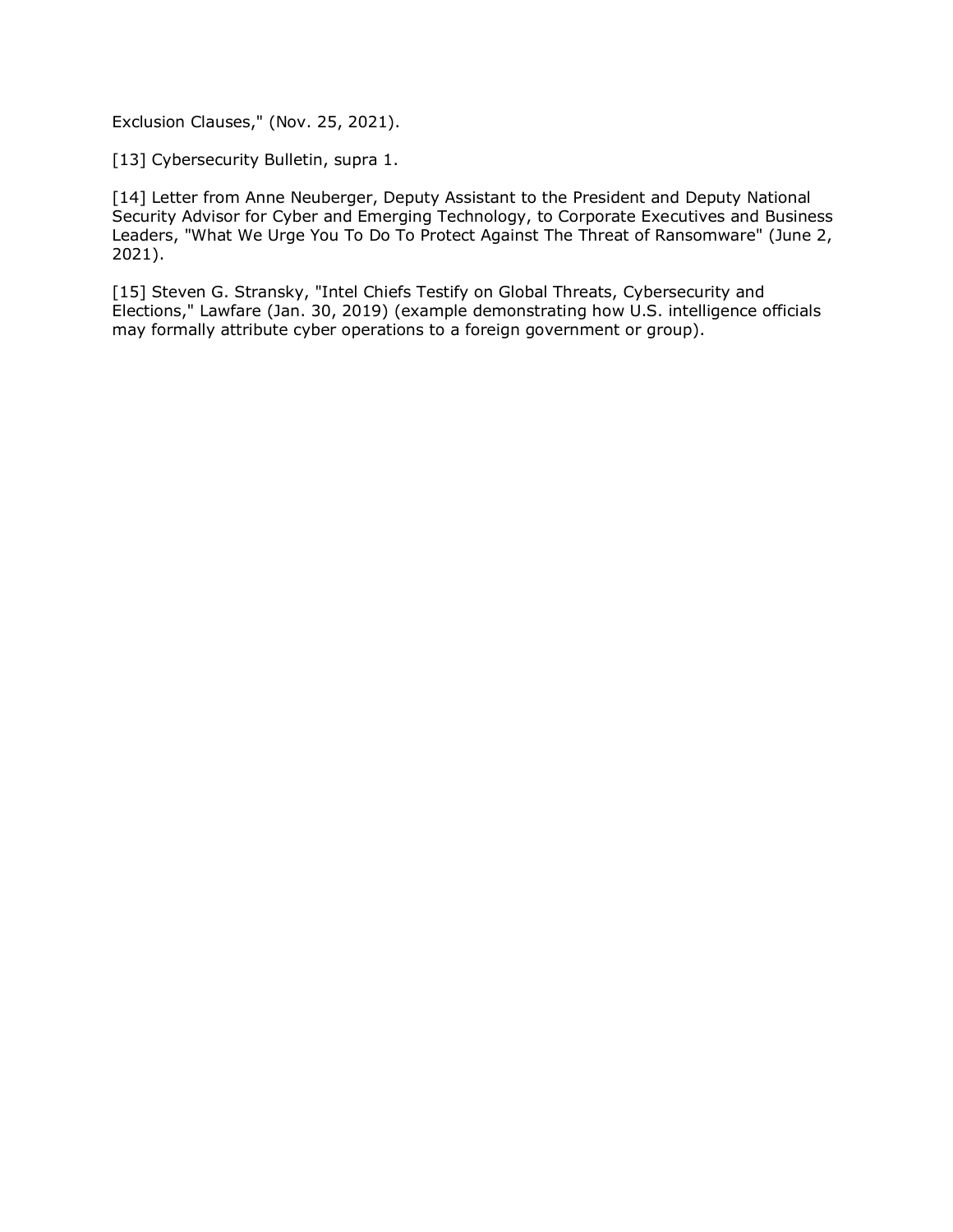Exclusion Clauses," (Nov. 25, 2021).

[13] Cybersecurity Bulletin, supra 1.

[14] Letter from Anne Neuberger, Deputy Assistant to the President and Deputy National Security Advisor for Cyber and Emerging Technology, to Corporate Executives and Business Leaders, "What We Urge You To Do To Protect Against The Threat of Ransomware" (June 2, 2021).

[15] Steven G. Stransky, "Intel Chiefs Testify on Global Threats, Cybersecurity and Elections," Lawfare (Jan. 30, 2019) (example demonstrating how U.S. intelligence officials may formally attribute cyber operations to a foreign government or group).